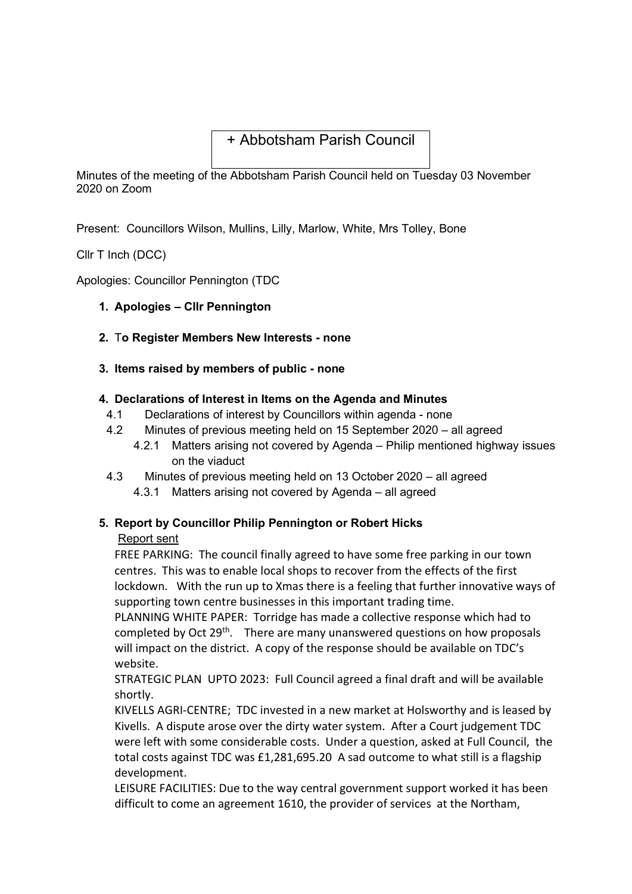# + Abbotsham Parish Council

Minutes of the meeting of the Abbotsham Parish Council held on Tuesday 03 November 2020 on Zoom

Present: Councillors Wilson, Mullins, Lilly, Marlow, White, Mrs Tolley, Bone

Cllr T Inch (DCC)

Apologies: Councillor Pennington (TDC

1. **Apologies – Cllr Pennington**

2. **To Register Members New Interests - none**

3. **Items raised by members of public - none**

4. **Declarations of Interest in Items on the Agenda and Minutes**
   - 4.1 Declarations of interest by Councillors within agenda - none
   - 4.2 Minutes of previous meeting held on 15 September 2020 – all agreed
     - 4.2.1 Matters arising not covered by Agenda – Philip mentioned highway issues on the viaduct
   - 4.3 Minutes of previous meeting held on 13 October 2020 – all agreed
     - 4.3.1 Matters arising not covered by Agenda – all agreed

5. **Report by Councillor Philip Pennington or Robert Hicks**

   Report sent

   FREE PARKING: The council finally agreed to have some free parking in our town centres. This was to enable local shops to recover from the effects of the first lockdown. With the run up to Xmas there is a feeling that further innovative ways of supporting town centre businesses in this important trading time.

   PLANNING WHITE PAPER: Torridge has made a collective response which had to completed by Oct 29th. There are many unanswered questions on how proposals will impact on the district. A copy of the response should be available on TDC's website.

   STRATEGIC PLAN UPTO 2023: Full Council agreed a final draft and will be available shortly.

   KIVELLS AGRI-CENTRE; TDC invested in a new market at Holsworthy and is leased by Kivells. A dispute arose over the dirty water system. After a Court judgement TDC were left with some considerable costs. Under a question, asked at Full Council, the total costs against TDC was £1,281,695.20 A sad outcome to what still is a flagship development.

   LEISURE FACILITIES: Due to the way central government support worked it has been difficult to come an agreement 1610, the provider of services at the Northam,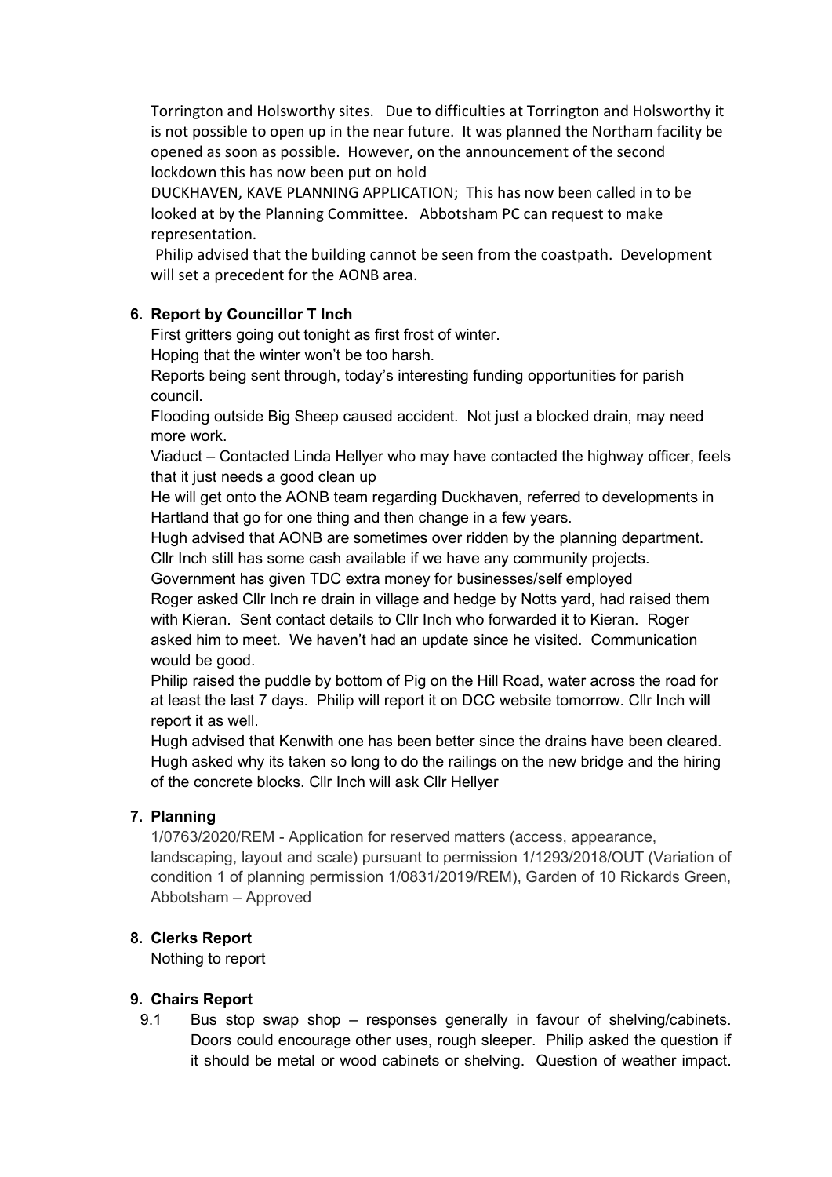Torrington and Holsworthy sites. Due to difficulties at Torrington and Holsworthy it is not possible to open up in the near future. It was planned the Northam facility be opened as soon as possible. However, on the announcement of the second lockdown this has now been put on hold

DUCKHAVEN, KAVE PLANNING APPLICATION; This has now been called in to be looked at by the Planning Committee. Abbotsham PC can request to make representation.

Philip advised that the building cannot be seen from the coastpath. Development will set a precedent for the AONB area.

**6. Report by Councillor T Inch**

First gritters going out tonight as first frost of winter.

Hoping that the winter won't be too harsh.

Reports being sent through, today's interesting funding opportunities for parish council.

Flooding outside Big Sheep caused accident. Not just a blocked drain, may need more work.

Viaduct – Contacted Linda Hellyer who may have contacted the highway officer, feels that it just needs a good clean up

He will get onto the AONB team regarding Duckhaven, referred to developments in Hartland that go for one thing and then change in a few years.

Hugh advised that AONB are sometimes over ridden by the planning department.

Cllr Inch still has some cash available if we have any community projects.

Government has given TDC extra money for businesses/self employed

Roger asked Cllr Inch re drain in village and hedge by Notts yard, had raised them with Kieran. Sent contact details to Cllr Inch who forwarded it to Kieran. Roger asked him to meet. We haven't had an update since he visited. Communication would be good.

Philip raised the puddle by bottom of Pig on the Hill Road, water across the road for at least the last 7 days. Philip will report it on DCC website tomorrow. Cllr Inch will report it as well.

Hugh advised that Kenwith one has been better since the drains have been cleared. Hugh asked why its taken so long to do the railings on the new bridge and the hiring of the concrete blocks. Cllr Inch will ask Cllr Hellyer

**7. Planning**

1/0763/2020/REM - Application for reserved matters (access, appearance, landscaping, layout and scale) pursuant to permission 1/1293/2018/OUT (Variation of condition 1 of planning permission 1/0831/2019/REM), Garden of 10 Rickards Green, Abbotsham – Approved

**8. Clerks Report**

Nothing to report

**9. Chairs Report**

9.1 Bus stop swap shop – responses generally in favour of shelving/cabinets. Doors could encourage other uses, rough sleeper. Philip asked the question if it should be metal or wood cabinets or shelving. Question of weather impact.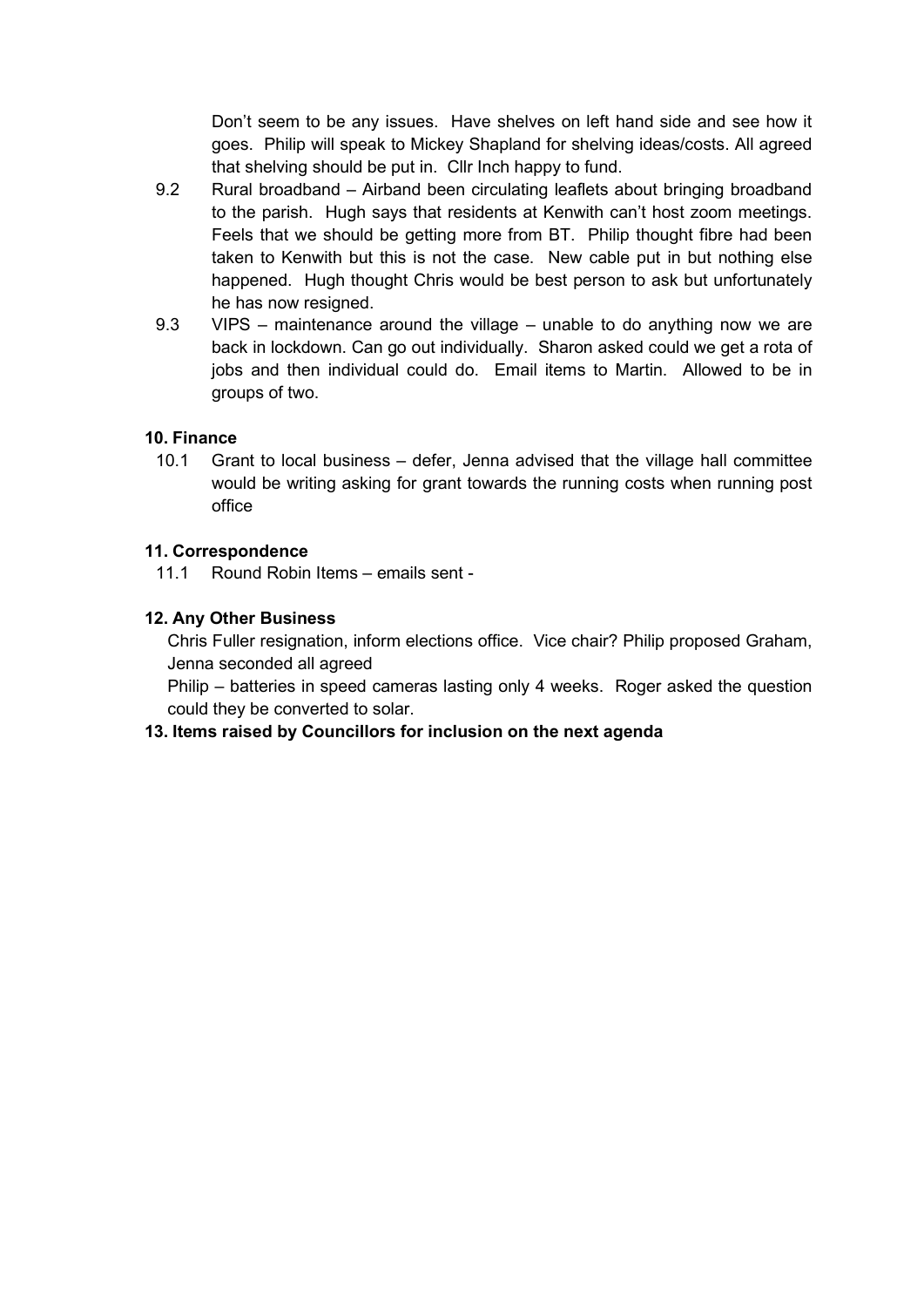Don't seem to be any issues. Have shelves on left hand side and see how it goes. Philip will speak to Mickey Shapland for shelving ideas/costs. All agreed that shelving should be put in. Cllr Inch happy to fund.

9.2 Rural broadband – Airband been circulating leaflets about bringing broadband to the parish. Hugh says that residents at Kenwith can't host zoom meetings. Feels that we should be getting more from BT. Philip thought fibre had been taken to Kenwith but this is not the case. New cable put in but nothing else happened. Hugh thought Chris would be best person to ask but unfortunately he has now resigned.

9.3 VIPS – maintenance around the village – unable to do anything now we are back in lockdown. Can go out individually. Sharon asked could we get a rota of jobs and then individual could do. Email items to Martin. Allowed to be in groups of two.

**10. Finance**

10.1 Grant to local business – defer, Jenna advised that the village hall committee would be writing asking for grant towards the running costs when running post office

**11. Correspondence**

11.1 Round Robin Items – emails sent -

**12. Any Other Business**

Chris Fuller resignation, inform elections office. Vice chair? Philip proposed Graham, Jenna seconded all agreed

Philip – batteries in speed cameras lasting only 4 weeks. Roger asked the question could they be converted to solar.

**13. Items raised by Councillors for inclusion on the next agenda**